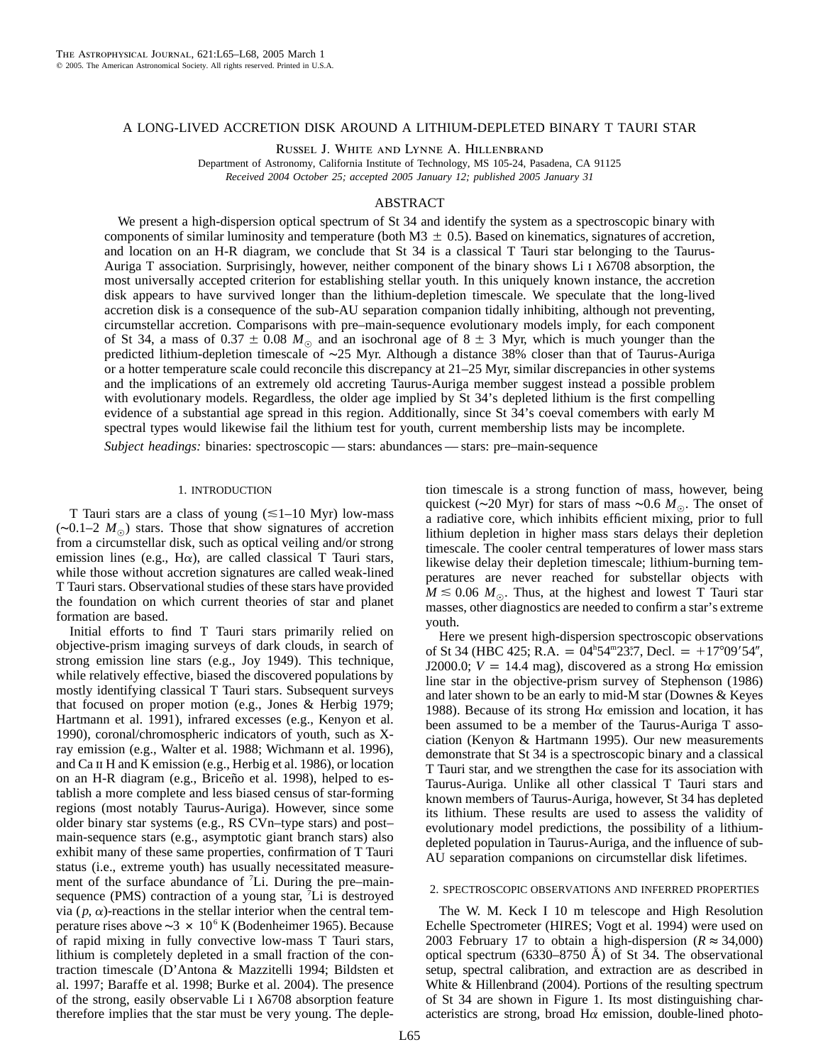# A LONG-LIVED ACCRETION DISK AROUND A LITHIUM-DEPLETED BINARY T TAURI STAR

Russel J. White and Lynne A. Hillenbrand

Department of Astronomy, California Institute of Technology, MS 105-24, Pasadena, CA 91125

*Received 2004 October 25; accepted 2005 January 12; published 2005 January 31*

## ABSTRACT

We present a high-dispersion optical spectrum of St 34 and identify the system as a spectroscopic binary with components of similar luminosity and temperature (both M3 ± 0.5). Based on kinematics, signatures of accretion, and location on an H-R diagram, we conclude that St 34 is a classical T Tauri star belonging to the Taurus-Auriga T association. Surprisingly, however, neither component of the binary shows Li I λ6708 absorption, the most universally accepted criterion for establishing stellar youth. In this uniquely known instance, the accretion disk appears to have survived longer than the lithium-depletion timescale. We speculate that the long-lived accretion disk is a consequence of the sub-AU separation companion tidally inhibiting, although not preventing, circumstellar accretion. Comparisons with pre–main-sequence evolutionary models imply, for each component of St 34, a mass of $0.37 \pm 0.08\ M_\odot$ and an isochronal age of $8 \pm 3$ Myr, which is much younger than the predicted lithium-depletion timescale of ∼25 Myr. Although a distance 38% closer than that of Taurus-Auriga or a hotter temperature scale could reconcile this discrepancy at 21–25 Myr, similar discrepancies in other systems and the implications of an extremely old accreting Taurus-Auriga member suggest instead a possible problem with evolutionary models. Regardless, the older age implied by St 34's depleted lithium is the first compelling evidence of a substantial age spread in this region. Additionally, since St 34's coeval comembers with early M spectral types would likewise fail the lithium test for youth, current membership lists may be incomplete.

*Subject headings:* binaries: spectroscopic — stars: abundances — stars: pre–main-sequence

## 1. INTRODUCTION

T Tauri stars are a class of young (≲1–10 Myr) low-mass (∼0.1–2 $M_\odot$) stars. Those that show signatures of accretion from a circumstellar disk, such as optical veiling and/or strong emission lines (e.g., Hα), are called classical T Tauri stars, while those without accretion signatures are called weak-lined T Tauri stars. Observational studies of these stars have provided the foundation on which current theories of star and planet formation are based.

Initial efforts to find T Tauri stars primarily relied on objective-prism imaging surveys of dark clouds, in search of strong emission line stars (e.g., Joy 1949). This technique, while relatively effective, biased the discovered populations by mostly identifying classical T Tauri stars. Subsequent surveys that focused on proper motion (e.g., Jones & Herbig 1979; Hartmann et al. 1991), infrared excesses (e.g., Kenyon et al. 1990), coronal/chromospheric indicators of youth, such as X-ray emission (e.g., Walter et al. 1988; Wichmann et al. 1996), and Ca II H and K emission (e.g., Herbig et al. 1986), or location on an H-R diagram (e.g., Briceño et al. 1998), helped to establish a more complete and less biased census of star-forming regions (most notably Taurus-Auriga). However, since some older binary star systems (e.g., RS CVn–type stars) and post–main-sequence stars (e.g., asymptotic giant branch stars) also exhibit many of these same properties, confirmation of T Tauri status (i.e., extreme youth) has usually necessitated measurement of the surface abundance of $^7$Li. During the pre–main-sequence (PMS) contraction of a young star, $^7$Li is destroyed via $(p, \alpha)$-reactions in the stellar interior when the central temperature rises above $\sim 3 \times 10^6$ K (Bodenheimer 1965). Because of rapid mixing in fully convective low-mass T Tauri stars, lithium is completely depleted in a small fraction of the contraction timescale (D'Antona & Mazzitelli 1994; Bildsten et al. 1997; Baraffe et al. 1998; Burke et al. 2004). The presence of the strong, easily observable Li I λ6708 absorption feature therefore implies that the star must be very young. The depletion timescale is a strong function of mass, however, being quickest (∼20 Myr) for stars of mass ∼0.6 $M_\odot$. The onset of a radiative core, which inhibits efficient mixing, prior to full lithium depletion in higher mass stars delays their depletion timescale. The cooler central temperatures of lower mass stars likewise delay their depletion timescale; lithium-burning temperatures are never reached for substellar objects with $M \lesssim 0.06\ M_\odot$. Thus, at the highest and lowest T Tauri star masses, other diagnostics are needed to confirm a star's extreme youth.

Here we present high-dispersion spectroscopic observations of St 34 (HBC 425; R.A. = $04^h54^m23^s.7$, Decl. = $+17°09'54''$, J2000.0; $V = 14.4$ mag), discovered as a strong Hα emission line star in the objective-prism survey of Stephenson (1986) and later shown to be an early to mid-M star (Downes & Keyes 1988). Because of its strong Hα emission and location, it has been assumed to be a member of the Taurus-Auriga T association (Kenyon & Hartmann 1995). Our new measurements demonstrate that St 34 is a spectroscopic binary and a classical T Tauri star, and we strengthen the case for its association with Taurus-Auriga. Unlike all other classical T Tauri stars and known members of Taurus-Auriga, however, St 34 has depleted its lithium. These results are used to assess the validity of evolutionary model predictions, the possibility of a lithium-depleted population in Taurus-Auriga, and the influence of sub-AU separation companions on circumstellar disk lifetimes.

## 2. SPECTROSCOPIC OBSERVATIONS AND INFERRED PROPERTIES

The W. M. Keck I 10 m telescope and High Resolution Echelle Spectrometer (HIRES; Vogt et al. 1994) were used on 2003 February 17 to obtain a high-dispersion ($R \approx 34{,}000$) optical spectrum (6330–8750 Å) of St 34. The observational setup, spectral calibration, and extraction are as described in White & Hillenbrand (2004). Portions of the resulting spectrum of St 34 are shown in Figure 1. Its most distinguishing characteristics are strong, broad Hα emission, double-lined photo-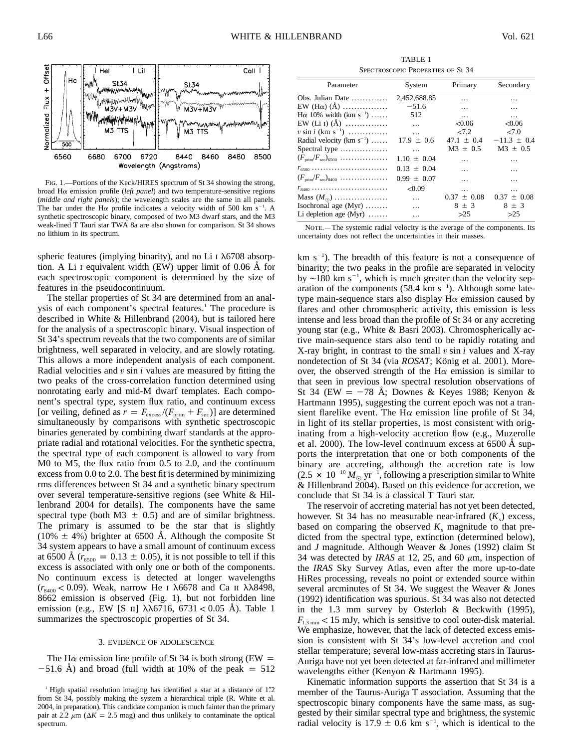FIG. 1.—Portions of the Keck/HIRES spectrum of St 34 showing the strong, broad Hα emission profile (*left panel*) and two temperature-sensitive regions (*middle and right panels*); the wavelength scales are the same in all panels. The bar under the Hα profile indicates a velocity width of 500 km $s^{-1}$. A synthetic spectroscopic binary, composed of two M3 dwarf stars, and the M3 weak-lined T Tauri star TWA 8a are also shown for comparison. St 34 shows no lithium in its spectrum.

TABLE 1
SPECTROSCOPIC PROPERTIES OF ST 34

| Parameter | System | Primary | Secondary |
|---|---|---|---|
| Obs. Julian Date | 2,452,688.85 | … | … |
| EW (Hα) (Å) | −51.6 | … | … |
| Hα 10% width (km $s^{-1}$) | 512 | … | … |
| EW (Li I) (Å) | … | <0.06 | <0.06 |
| $v \sin i$ (km $s^{-1}$) | … | <7.2 | <7.0 |
| Radial velocity (km $s^{-1}$) | 17.9 ± 0.6 | 47.1 ± 0.4 | −11.3 ± 0.4 |
| Spectral type | … | M3 ± 0.5 | M3 ± 0.5 |
| $(F_{prim}/F_{sec})_{6500}$ | 1.10 ± 0.04 | … | … |
| $r_{6500}$ | 0.13 ± 0.04 | … | … |
| $(F_{prim}/F_{sec})_{8400}$ | 0.99 ± 0.07 | … | … |
| $r_{8400}$ | <0.09 | … | … |
| Mass ($M_\odot$) | … | 0.37 ± 0.08 | 0.37 ± 0.08 |
| Isochronal age (Myr) | … | 8 ± 3 | 8 ± 3 |
| Li depletion age (Myr) | … | >25 | >25 |

NOTE.—The systemic radial velocity is the average of the components. Its uncertainty does not reflect the uncertainties in their masses.

spheric features (implying binarity), and no Li I λ6708 absorption. A Li I equivalent width (EW) upper limit of 0.06 Å for each spectroscopic component is determined by the size of features in the pseudocontinuum.

The stellar properties of St 34 are determined from an analysis of each component's spectral features.[1] The procedure is described in White & Hillenbrand (2004), but is tailored here for the analysis of a spectroscopic binary. Visual inspection of St 34's spectrum reveals that the two components are of similar brightness, well separated in velocity, and are slowly rotating. This allows a more independent analysis of each component. Radial velocities and $v \sin i$ values are measured by fitting the two peaks of the cross-correlation function determined using nonrotating early and mid-M dwarf templates. Each component's spectral type, system flux ratio, and continuum excess [or veiling, defined as $r = F_{excess}/(F_{prim} + F_{sec})$] are determined simultaneously by comparisons with synthetic spectroscopic binaries generated by combining dwarf standards at the appropriate radial and rotational velocities. For the synthetic spectra, the spectral type of each component is allowed to vary from M0 to M5, the flux ratio from 0.5 to 2.0, and the continuum excess from 0.0 to 2.0. The best fit is determined by minimizing rms differences between St 34 and a synthetic binary spectrum over several temperature-sensitive regions (see White & Hillenbrand 2004 for details). The components have the same spectral type (both M3 ± 0.5) and are of similar brightness. The primary is assumed to be the star that is slightly (10% ± 4%) brighter at 6500 Å. Although the composite St 34 system appears to have a small amount of continuum excess at 6500 Å ($r_{6500} = 0.13 \pm 0.05$), it is not possible to tell if this excess is associated with only one or both of the components. No continuum excess is detected at longer wavelengths ($r_{8400} < 0.09$). Weak, narrow He I λ6678 and Ca II λλ8498, 8662 emission is observed (Fig. 1), but not forbidden line emission (e.g., EW [S II] λλ6716, 6731 < 0.05 Å). Table 1 summarizes the spectroscopic properties of St 34.

## 3. EVIDENCE OF ADOLESCENCE

The Hα emission line profile of St 34 is both strong (EW = −51.6 Å) and broad (full width at 10% of the peak = 512 km $s^{-1}$). The breadth of this feature is not a consequence of binarity; the two peaks in the profile are separated in velocity by ∼180 km $s^{-1}$, which is much greater than the velocity separation of the components (58.4 km $s^{-1}$). Although some late-type main-sequence stars also display Hα emission caused by flares and other chromospheric activity, this emission is less intense and less broad than the profile of St 34 or any accreting young star (e.g., White & Basri 2003). Chromospherically active main-sequence stars also tend to be rapidly rotating and X-ray bright, in contrast to the small $v \sin i$ values and X-ray nondetection of St 34 (via *ROSAT*; König et al. 2001). Moreover, the observed strength of the Hα emission is similar to that seen in previous low spectral resolution observations of St 34 (EW = −78 Å; Downes & Keyes 1988; Kenyon & Hartmann 1995), suggesting the current epoch was not a transient flarelike event. The Hα emission line profile of St 34, in light of its stellar properties, is most consistent with originating from a high-velocity accretion flow (e.g., Muzerolle et al. 2000). The low-level continuum excess at 6500 Å supports the interpretation that one or both components of the binary are accreting, although the accretion rate is low ($2.5 \times 10^{-10}\,M_\odot\,yr^{-1}$, following a prescription similar to White & Hillenbrand 2004). Based on this evidence for accretion, we conclude that St 34 is a classical T Tauri star.

The reservoir of accreting material has not yet been detected, however. St 34 has no measurable near-infrared ($K_s$) excess, based on comparing the observed $K_s$ magnitude to that predicted from the spectral type, extinction (determined below), and *J* magnitude. Although Weaver & Jones (1992) claim St 34 was detected by *IRAS* at 12, 25, and 60 μm, inspection of the *IRAS* Sky Survey Atlas, even after the more up-to-date HiRes processing, reveals no point or extended source within several arcminutes of St 34. We suggest the Weaver & Jones (1992) identification was spurious. St 34 was also not detected in the 1.3 mm survey by Osterloh & Beckwith (1995), $F_{1.3\,mm} < 15$ mJy, which is sensitive to cool outer-disk material. We emphasize, however, that the lack of detected excess emission is consistent with St 34's low-level accretion and cool stellar temperature; several low-mass accreting stars in Taurus-Auriga have not yet been detected at far-infrared and millimeter wavelengths either (Kenyon & Hartmann 1995).

Kinematic information supports the assertion that St 34 is a member of the Taurus-Auriga T association. Assuming that the spectroscopic binary components have the same mass, as suggested by their similar spectral type and brightness, the systemic radial velocity is 17.9 ± 0.6 km $s^{-1}$, which is identical to the

[1] High spatial resolution imaging has identified a star at a distance of 1″.2 from St 34, possibly making the system a hierarchical triple (R. White et al. 2004, in preparation). This candidate companion is much fainter than the primary pair at 2.2 μm (ΔK = 2.5 mag) and thus unlikely to contaminate the optical spectrum.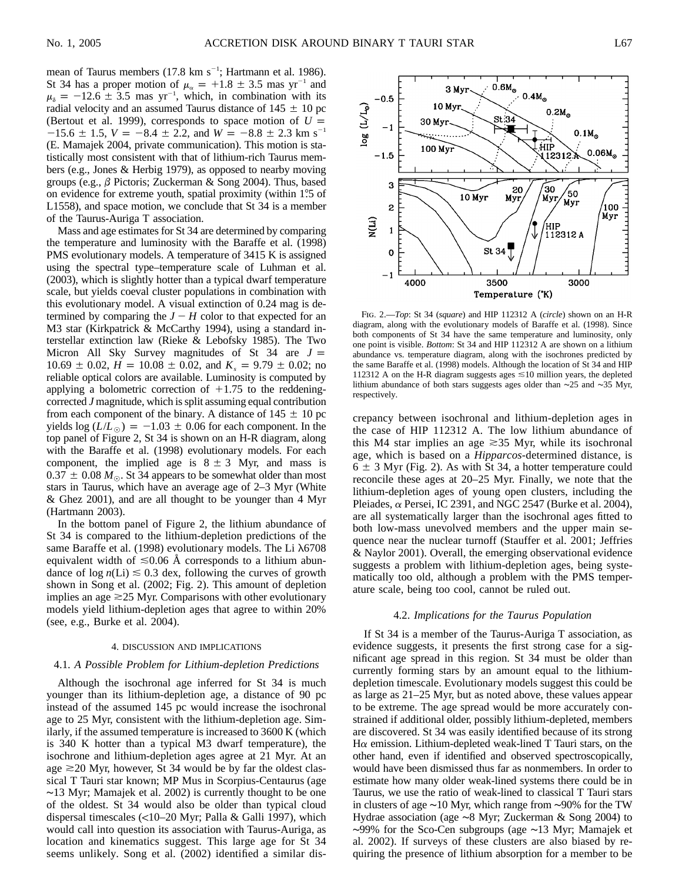mean of Taurus members (17.8 km s$^{-1}$; Hartmann et al. 1986). St 34 has a proper motion of $\mu_\alpha = +1.8 \pm 3.5$ mas yr$^{-1}$ and $\mu_\delta = -12.6 \pm 3.5$ mas yr$^{-1}$, which, in combination with its radial velocity and an assumed Taurus distance of 145 ± 10 pc (Bertout et al. 1999), corresponds to space motion of $U = -15.6 \pm 1.5$, $V = -8.4 \pm 2.2$, and $W = -8.8 \pm 2.3$ km s$^{-1}$ (E. Mamajek 2004, private communication). This motion is statistically most consistent with that of lithium-rich Taurus members (e.g., Jones & Herbig 1979), as opposed to nearby moving groups (e.g., $\beta$ Pictoris; Zuckerman & Song 2004). Thus, based on evidence for extreme youth, spatial proximity (within 1°.5 of L1558), and space motion, we conclude that St 34 is a member of the Taurus-Auriga T association.

Mass and age estimates for St 34 are determined by comparing the temperature and luminosity with the Baraffe et al. (1998) PMS evolutionary models. A temperature of 3415 K is assigned using the spectral type–temperature scale of Luhman et al. (2003), which is slightly hotter than a typical dwarf temperature scale, but yields coeval cluster populations in combination with this evolutionary model. A visual extinction of 0.24 mag is determined by comparing the $J - H$ color to that expected for an M3 star (Kirkpatrick & McCarthy 1994), using a standard interstellar extinction law (Rieke & Lebofsky 1985). The Two Micron All Sky Survey magnitudes of St 34 are $J = 10.69 \pm 0.02$, $H = 10.08 \pm 0.02$, and $K_s = 9.79 \pm 0.02$; no reliable optical colors are available. Luminosity is computed by applying a bolometric correction of +1.75 to the reddening-corrected $J$ magnitude, which is split assuming equal contribution from each component of the binary. A distance of 145 ± 10 pc yields $\log(L/L_\odot) = -1.03 \pm 0.06$ for each component. In the top panel of Figure 2, St 34 is shown on an H-R diagram, along with the Baraffe et al. (1998) evolutionary models. For each component, the implied age is 8 ± 3 Myr, and mass is $0.37 \pm 0.08\ M_\odot$. St 34 appears to be somewhat older than most stars in Taurus, which have an average age of 2–3 Myr (White & Ghez 2001), and are all thought to be younger than 4 Myr (Hartmann 2003).

In the bottom panel of Figure 2, the lithium abundance of St 34 is compared to the lithium-depletion predictions of the same Baraffe et al. (1998) evolutionary models. The Li λ6708 equivalent width of ≲0.06 Å corresponds to a lithium abundance of $\log n(\mathrm{Li}) \lesssim 0.3$ dex, following the curves of growth shown in Song et al. (2002; Fig. 2). This amount of depletion implies an age ≳25 Myr. Comparisons with other evolutionary models yield lithium-depletion ages that agree to within 20% (see, e.g., Burke et al. 2004).

## 4. DISCUSSION AND IMPLICATIONS

### 4.1. *A Possible Problem for Lithium-depletion Predictions*

Although the isochronal age inferred for St 34 is much younger than its lithium-depletion age, a distance of 90 pc instead of the assumed 145 pc would increase the isochronal age to 25 Myr, consistent with the lithium-depletion age. Similarly, if the assumed temperature is increased to 3600 K (which is 340 K hotter than a typical M3 dwarf temperature), the isochrone and lithium-depletion ages agree at 21 Myr. At an age ≳20 Myr, however, St 34 would be by far the oldest classical T Tauri star known; MP Mus in Scorpius-Centaurus (age ~13 Myr; Mamajek et al. 2002) is currently thought to be one of the oldest. St 34 would also be older than typical cloud dispersal timescales (<10–20 Myr; Palla & Galli 1997), which would call into question its association with Taurus-Auriga, as location and kinematics suggest. This large age for St 34 seems unlikely. Song et al. (2002) identified a similar discrepancy between isochronal and lithium-depletion ages in the case of HIP 112312 A. The low lithium abundance of this M4 star implies an age ≳35 Myr, while its isochronal age, which is based on a *Hipparcos*-determined distance, is 6 ± 3 Myr (Fig. 2). As with St 34, a hotter temperature could reconcile these ages at 20–25 Myr. Finally, we note that the lithium-depletion ages of young open clusters, including the Pleiades, $\alpha$ Persei, IC 2391, and NGC 2547 (Burke et al. 2004), are all systematically larger than the isochronal ages fitted to both low-mass unevolved members and the upper main sequence near the nuclear turnoff (Stauffer et al. 2001; Jeffries & Naylor 2001). Overall, the emerging observational evidence suggests a problem with lithium-depletion ages, being systematically too old, although a problem with the PMS temperature scale, being too cool, cannot be ruled out.

Fig. 2.—*Top*: St 34 (*square*) and HIP 112312 A (*circle*) shown on an H-R diagram, along with the evolutionary models of Baraffe et al. (1998). Since both components of St 34 have the same temperature and luminosity, only one point is visible. *Bottom*: St 34 and HIP 112312 A are shown on a lithium abundance vs. temperature diagram, along with the isochrones predicted by the same Baraffe et al. (1998) models. Although the location of St 34 and HIP 112312 A on the H-R diagram suggests ages ≲10 million years, the depleted lithium abundance of both stars suggests ages older than ~25 and ~35 Myr, respectively.

### 4.2. *Implications for the Taurus Population*

If St 34 is a member of the Taurus-Auriga T association, as evidence suggests, it presents the first strong case for a significant age spread in this region. St 34 must be older than currently forming stars by an amount equal to the lithium-depletion timescale. Evolutionary models suggest this could be as large as 21–25 Myr, but as noted above, these values appear to be extreme. The age spread would be more accurately constrained if additional older, possibly lithium-depleted, members are discovered. St 34 was easily identified because of its strong H$\alpha$ emission. Lithium-depleted weak-lined T Tauri stars, on the other hand, even if identified and observed spectroscopically, would have been dismissed thus far as nonmembers. In order to estimate how many older weak-lined systems there could be in Taurus, we use the ratio of weak-lined to classical T Tauri stars in clusters of age ~10 Myr, which range from ~90% for the TW Hydrae association (age ~8 Myr; Zuckerman & Song 2004) to ~99% for the Sco-Cen subgroups (age ~13 Myr; Mamajek et al. 2002). If surveys of these clusters are also biased by requiring the presence of lithium absorption for a member to be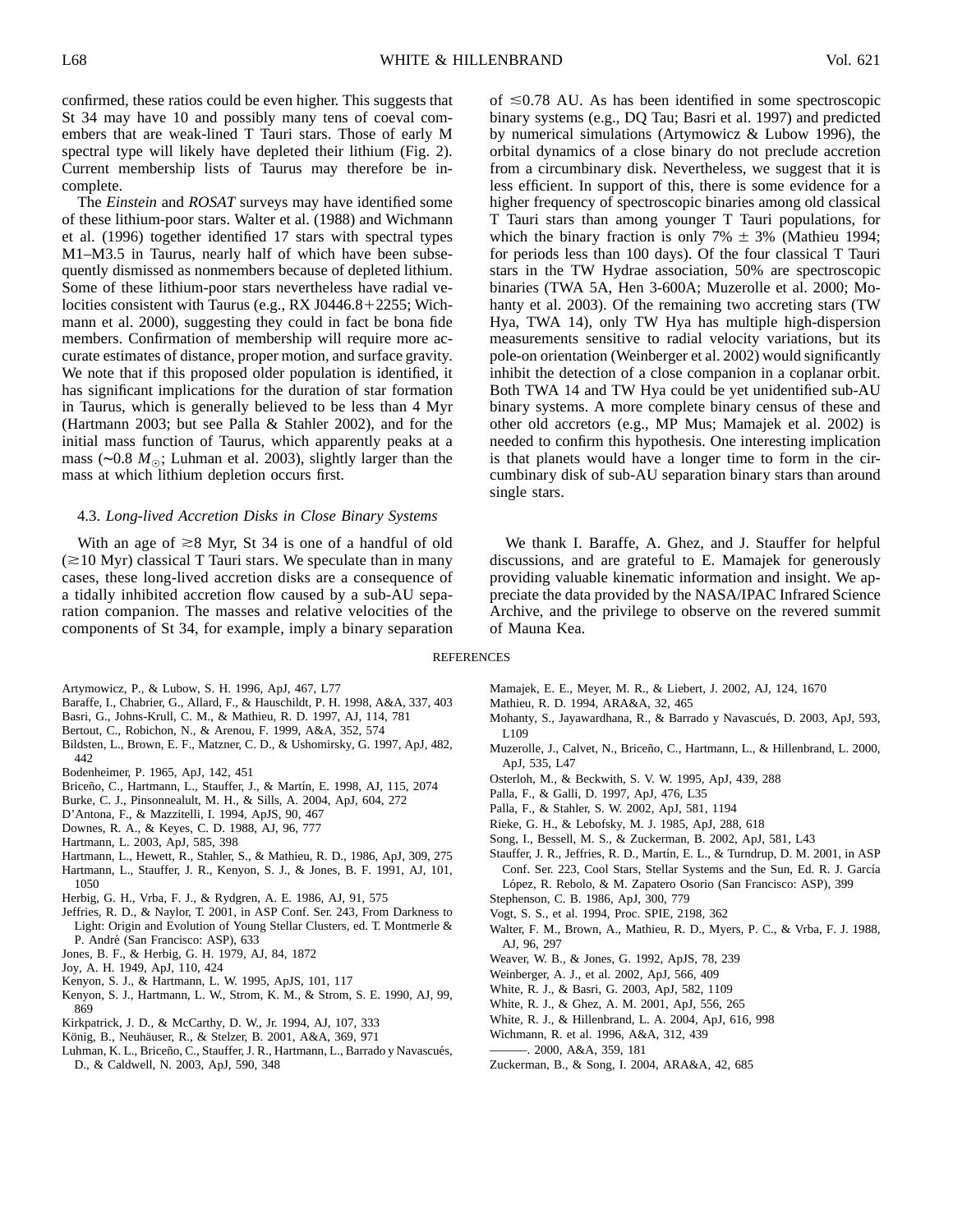confirmed, these ratios could be even higher. This suggests that St 34 may have 10 and possibly many tens of coeval comembers that are weak-lined T Tauri stars. Those of early M spectral type will likely have depleted their lithium (Fig. 2). Current membership lists of Taurus may therefore be incomplete.

The *Einstein* and *ROSAT* surveys may have identified some of these lithium-poor stars. Walter et al. (1988) and Wichmann et al. (1996) together identified 17 stars with spectral types M1–M3.5 in Taurus, nearly half of which have been subsequently dismissed as nonmembers because of depleted lithium. Some of these lithium-poor stars nevertheless have radial velocities consistent with Taurus (e.g., RX J0446.8+2255; Wichmann et al. 2000), suggesting they could in fact be bona fide members. Confirmation of membership will require more accurate estimates of distance, proper motion, and surface gravity. We note that if this proposed older population is identified, it has significant implications for the duration of star formation in Taurus, which is generally believed to be less than 4 Myr (Hartmann 2003; but see Palla & Stahler 2002), and for the initial mass function of Taurus, which apparently peaks at a mass ($\sim$0.8 $M_{\odot}$; Luhman et al. 2003), slightly larger than the mass at which lithium depletion occurs first.

### 4.3. *Long-lived Accretion Disks in Close Binary Systems*

With an age of $\gtrsim$8 Myr, St 34 is one of a handful of old ($\gtrsim$10 Myr) classical T Tauri stars. We speculate than in many cases, these long-lived accretion disks are a consequence of a tidally inhibited accretion flow caused by a sub-AU separation companion. The masses and relative velocities of the components of St 34, for example, imply a binary separation of $\lesssim$0.78 AU. As has been identified in some spectroscopic binary systems (e.g., DQ Tau; Basri et al. 1997) and predicted by numerical simulations (Artymowicz & Lubow 1996), the orbital dynamics of a close binary do not preclude accretion from a circumbinary disk. Nevertheless, we suggest that it is less efficient. In support of this, there is some evidence for a higher frequency of spectroscopic binaries among old classical T Tauri stars than among younger T Tauri populations, for which the binary fraction is only 7% $\pm$ 3% (Mathieu 1994; for periods less than 100 days). Of the four classical T Tauri stars in the TW Hydrae association, 50% are spectroscopic binaries (TWA 5A, Hen 3-600A; Muzerolle et al. 2000; Mohanty et al. 2003). Of the remaining two accreting stars (TW Hya, TWA 14), only TW Hya has multiple high-dispersion measurements sensitive to radial velocity variations, but its pole-on orientation (Weinberger et al. 2002) would significantly inhibit the detection of a close companion in a coplanar orbit. Both TWA 14 and TW Hya could be yet unidentified sub-AU binary systems. A more complete binary census of these and other old accretors (e.g., MP Mus; Mamajek et al. 2002) is needed to confirm this hypothesis. One interesting implication is that planets would have a longer time to form in the circumbinary disk of sub-AU separation binary stars than around single stars.

We thank I. Baraffe, A. Ghez, and J. Stauffer for helpful discussions, and are grateful to E. Mamajek for generously providing valuable kinematic information and insight. We appreciate the data provided by the NASA/IPAC Infrared Science Archive, and the privilege to observe on the revered summit of Mauna Kea.

## REFERENCES

Artymowicz, P., & Lubow, S. H. 1996, ApJ, 467, L77
Baraffe, I., Chabrier, G., Allard, F., & Hauschildt, P. H. 1998, A&A, 337, 403
Basri, G., Johns-Krull, C. M., & Mathieu, R. D. 1997, AJ, 114, 781
Bertout, C., Robichon, N., & Arenou, F. 1999, A&A, 352, 574
Bildsten, L., Brown, E. F., Matzner, C. D., & Ushomirsky, G. 1997, ApJ, 482, 442
Bodenheimer, P. 1965, ApJ, 142, 451
Briceño, C., Hartmann, L., Stauffer, J., & Martín, E. 1998, AJ, 115, 2074
Burke, C. J., Pinsonnealult, M. H., & Sills, A. 2004, ApJ, 604, 272
D'Antona, F., & Mazzitelli, I. 1994, ApJS, 90, 467
Downes, R. A., & Keyes, C. D. 1988, AJ, 96, 777
Hartmann, L. 2003, ApJ, 585, 398
Hartmann, L., Hewett, R., Stahler, S., & Mathieu, R. D., 1986, ApJ, 309, 275
Hartmann, L., Stauffer, J. R., Kenyon, S. J., & Jones, B. F. 1991, AJ, 101, 1050
Herbig, G. H., Vrba, F. J., & Rydgren, A. E. 1986, AJ, 91, 575
Jeffries, R. D., & Naylor, T. 2001, in ASP Conf. Ser. 243, From Darkness to Light: Origin and Evolution of Young Stellar Clusters, ed. T. Montmerle & P. André (San Francisco: ASP), 633
Jones, B. F., & Herbig, G. H. 1979, AJ, 84, 1872
Joy, A. H. 1949, ApJ, 110, 424
Kenyon, S. J., & Hartmann, L. W. 1995, ApJS, 101, 117
Kenyon, S. J., Hartmann, L. W., Strom, K. M., & Strom, S. E. 1990, AJ, 99, 869
Kirkpatrick, J. D., & McCarthy, D. W., Jr. 1994, AJ, 107, 333
König, B., Neuhäuser, R., & Stelzer, B. 2001, A&A, 369, 971
Luhman, K. L., Briceño, C., Stauffer, J. R., Hartmann, L., Barrado y Navascués, D., & Caldwell, N. 2003, ApJ, 590, 348
Mamajek, E. E., Meyer, M. R., & Liebert, J. 2002, AJ, 124, 1670
Mathieu, R. D. 1994, ARA&A, 32, 465
Mohanty, S., Jayawardhana, R., & Barrado y Navascués, D. 2003, ApJ, 593, L109
Muzerolle, J., Calvet, N., Briceño, C., Hartmann, L., & Hillenbrand, L. 2000, ApJ, 535, L47
Osterloh, M., & Beckwith, S. V. W. 1995, ApJ, 439, 288
Palla, F., & Galli, D. 1997, ApJ, 476, L35
Palla, F., & Stahler, S. W. 2002, ApJ, 581, 1194
Rieke, G. H., & Lebofsky, M. J. 1985, ApJ, 288, 618
Song, I., Bessell, M. S., & Zuckerman, B. 2002, ApJ, 581, L43
Stauffer, J. R., Jeffries, R. D., Martín, E. L., & Turndrup, D. M. 2001, in ASP Conf. Ser. 223, Cool Stars, Stellar Systems and the Sun, Ed. R. J. García López, R. Rebolo, & M. Zapatero Osorio (San Francisco: ASP), 399
Stephenson, C. B. 1986, ApJ, 300, 779
Vogt, S. S., et al. 1994, Proc. SPIE, 2198, 362
Walter, F. M., Brown, A., Mathieu, R. D., Myers, P. C., & Vrba, F. J. 1988, AJ, 96, 297
Weaver, W. B., & Jones, G. 1992, ApJS, 78, 239
Weinberger, A. J., et al. 2002, ApJ, 566, 409
White, R. J., & Basri, G. 2003, ApJ, 582, 1109
White, R. J., & Ghez, A. M. 2001, ApJ, 556, 265
White, R. J., & Hillenbrand, L. A. 2004, ApJ, 616, 998
Wichmann, R. et al. 1996, A&A, 312, 439
———. 2000, A&A, 359, 181
Zuckerman, B., & Song, I. 2004, ARA&A, 42, 685